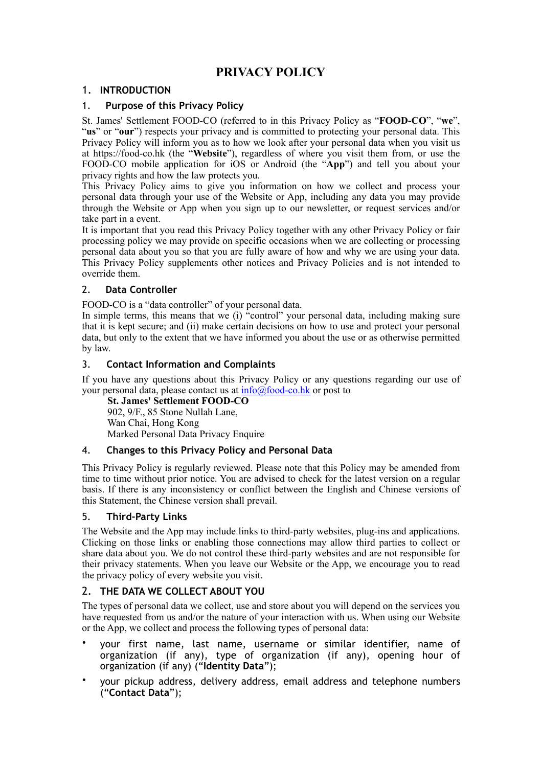# PRIVACY POLICY

## 1. INTRODUCTION

### 1. Purpose of this Privacy Policy

St. James' Settlement FOOD-CO (referred to in this Privacy Policy as "**FOOD-CO**", "**we**", "**us**" or "**our**") respects your privacy and is committed to protecting your personal data. This Privacy Policy will inform you as to how we look after your personal data when you visit us at https://food-co.hk (the "**Website**"), regardless of where you visit them from, or use the FOOD-CO mobile application for iOS or Android (the "**App**") and tell you about your privacy rights and how the law protects you.

This Privacy Policy aims to give you information on how we collect and process your personal data through your use of the Website or App, including any data you may provide through the Website or App when you sign up to our newsletter, or request services and/or take part in a event.

It is important that you read this Privacy Policy together with any other Privacy Policy or fair processing policy we may provide on specific occasions when we are collecting or processing personal data about you so that you are fully aware of how and why we are using your data. This Privacy Policy supplements other notices and Privacy Policies and is not intended to override them.

### 2. Data Controller

FOOD-CO is a "data controller" of your personal data.

In simple terms, this means that we (i) "control" your personal data, including making sure that it is kept secure; and (ii) make certain decisions on how to use and protect your personal data, but only to the extent that we have informed you about the use or as otherwise permitted by law.

### 3. Contact Information and Complaints

If you have any questions about this Privacy Policy or any questions regarding our use of your personal data, please contact us at [info@food-co.hk](mailto:info@food-co.hk) or post to

**St. James' Settlement FOOD-CO**
902, 9/F., 85 Stone Nullah Lane,
Wan Chai, Hong Kong
Marked Personal Data Privacy Enquire

### 4. Changes to this Privacy Policy and Personal Data

This Privacy Policy is regularly reviewed. Please note that this Policy may be amended from time to time without prior notice. You are advised to check for the latest version on a regular basis. If there is any inconsistency or conflict between the English and Chinese versions of this Statement, the Chinese version shall prevail.

### 5. Third-Party Links

The Website and the App may include links to third-party websites, plug-ins and applications. Clicking on those links or enabling those connections may allow third parties to collect or share data about you. We do not control these third-party websites and are not responsible for their privacy statements. When you leave our Website or the App, we encourage you to read the privacy policy of every website you visit.

## 2. THE DATA WE COLLECT ABOUT YOU

The types of personal data we collect, use and store about you will depend on the services you have requested from us and/or the nature of your interaction with us. When using our Website or the App, we collect and process the following types of personal data:

- your first name, last name, username or similar identifier, name of organization (if any), type of organization (if any), opening hour of organization (if any) ("**Identity Data**");
- your pickup address, delivery address, email address and telephone numbers ("**Contact Data**");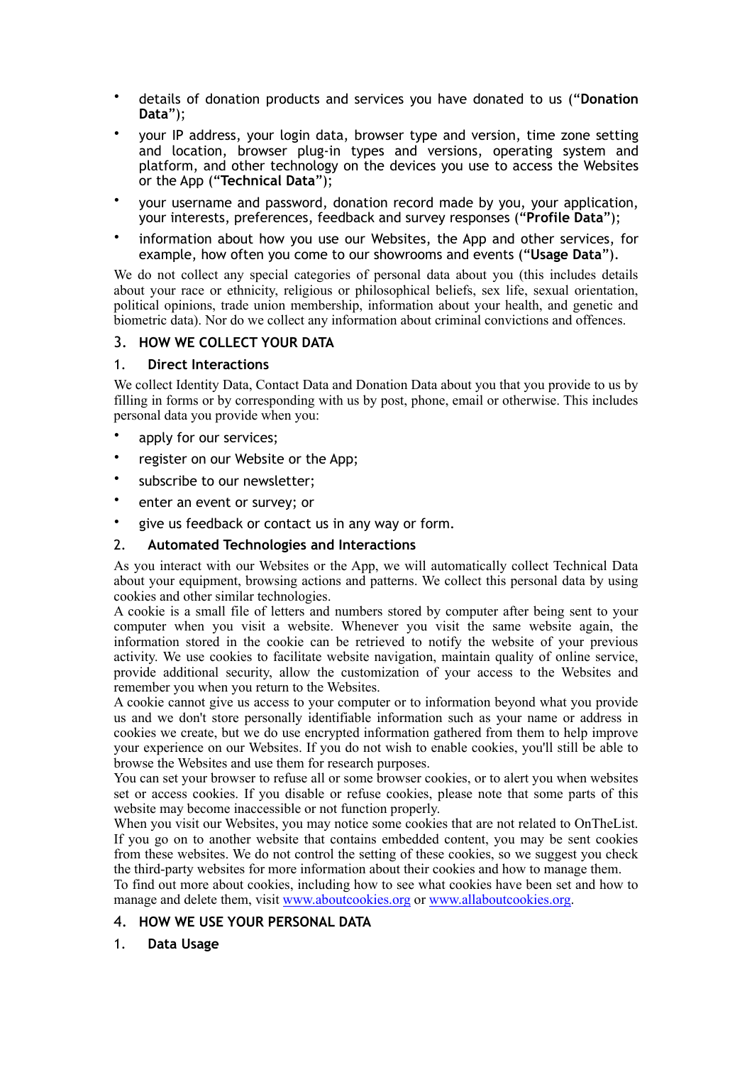- details of donation products and services you have donated to us (“**Donation Data**”);
- your IP address, your login data, browser type and version, time zone setting and location, browser plug-in types and versions, operating system and platform, and other technology on the devices you use to access the Websites or the App (“**Technical Data**”);
- your username and password, donation record made by you, your application, your interests, preferences, feedback and survey responses (“**Profile Data**”);
- information about how you use our Websites, the App and other services, for example, how often you come to our showrooms and events (“**Usage Data**”).

We do not collect any special categories of personal data about you (this includes details about your race or ethnicity, religious or philosophical beliefs, sex life, sexual orientation, political opinions, trade union membership, information about your health, and genetic and biometric data). Nor do we collect any information about criminal convictions and offences.

## 3. HOW WE COLLECT YOUR DATA

### 1. Direct Interactions

We collect Identity Data, Contact Data and Donation Data about you that you provide to us by filling in forms or by corresponding with us by post, phone, email or otherwise. This includes personal data you provide when you:

- apply for our services;
- register on our Website or the App;
- subscribe to our newsletter;
- enter an event or survey; or
- give us feedback or contact us in any way or form.

### 2. Automated Technologies and Interactions

As you interact with our Websites or the App, we will automatically collect Technical Data about your equipment, browsing actions and patterns. We collect this personal data by using cookies and other similar technologies.

A cookie is a small file of letters and numbers stored by computer after being sent to your computer when you visit a website. Whenever you visit the same website again, the information stored in the cookie can be retrieved to notify the website of your previous activity. We use cookies to facilitate website navigation, maintain quality of online service, provide additional security, allow the customization of your access to the Websites and remember you when you return to the Websites.

A cookie cannot give us access to your computer or to information beyond what you provide us and we don't store personally identifiable information such as your name or address in cookies we create, but we do use encrypted information gathered from them to help improve your experience on our Websites. If you do not wish to enable cookies, you'll still be able to browse the Websites and use them for research purposes.

You can set your browser to refuse all or some browser cookies, or to alert you when websites set or access cookies. If you disable or refuse cookies, please note that some parts of this website may become inaccessible or not function properly.

When you visit our Websites, you may notice some cookies that are not related to OnTheList. If you go on to another website that contains embedded content, you may be sent cookies from these websites. We do not control the setting of these cookies, so we suggest you check the third-party websites for more information about their cookies and how to manage them.

To find out more about cookies, including how to see what cookies have been set and how to manage and delete them, visit [www.aboutcookies.org](http://www.aboutcookies.org) or [www.allaboutcookies.org](http://www.allaboutcookies.org).

## 4. HOW WE USE YOUR PERSONAL DATA

### 1. Data Usage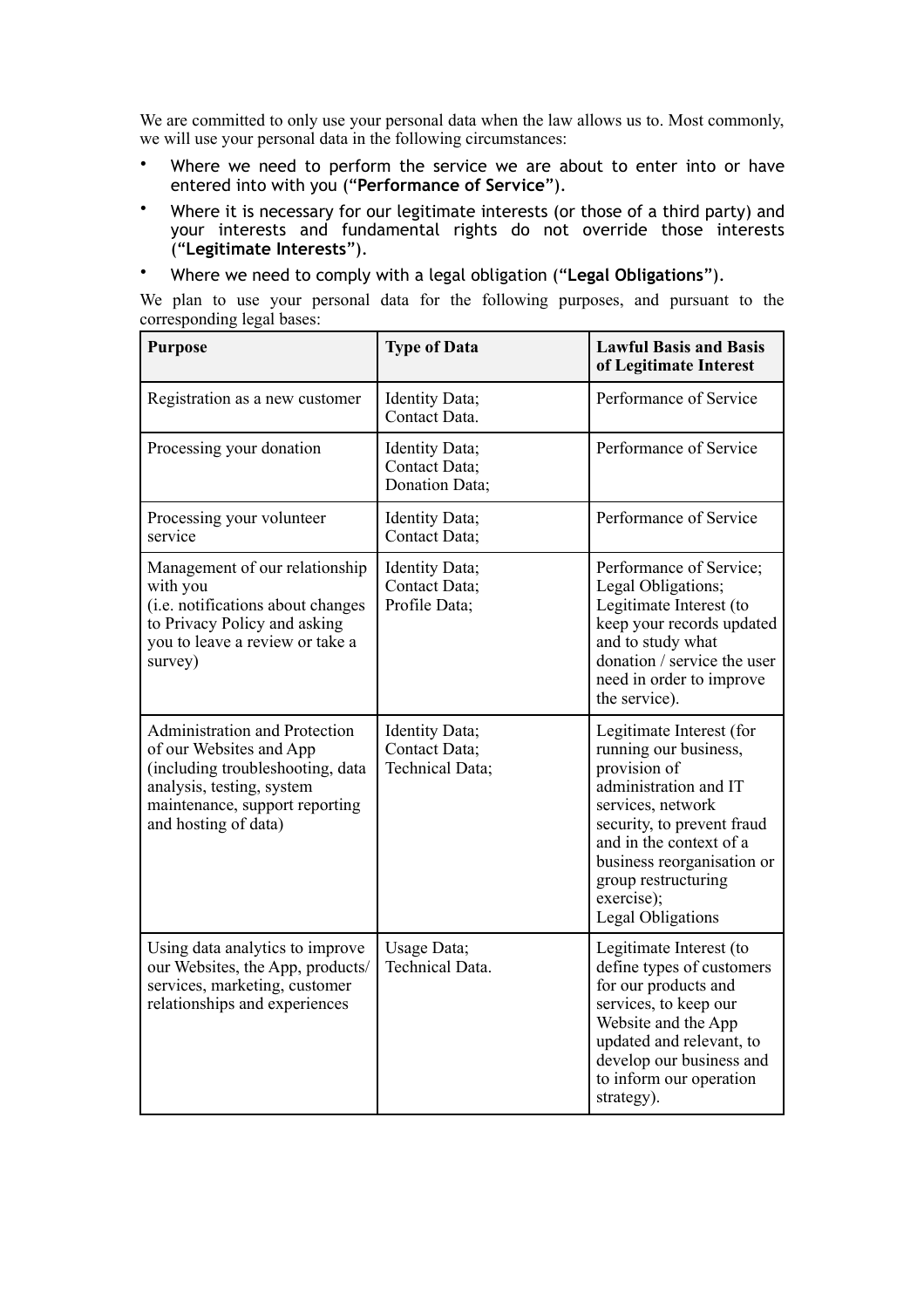We are committed to only use your personal data when the law allows us to. Most commonly, we will use your personal data in the following circumstances:

- Where we need to perform the service we are about to enter into or have entered into with you (“**Performance of Service**”).
- Where it is necessary for our legitimate interests (or those of a third party) and your interests and fundamental rights do not override those interests (“**Legitimate Interests**”).
- Where we need to comply with a legal obligation (“**Legal Obligations**”).

We plan to use your personal data for the following purposes, and pursuant to the corresponding legal bases:

| **Purpose** | **Type of Data** | **Lawful Basis and Basis of Legitimate Interest** |
|---|---|---|
| Registration as a new customer | Identity Data; Contact Data. | Performance of Service |
| Processing your donation | Identity Data; Contact Data; Donation Data; | Performance of Service |
| Processing your volunteer service | Identity Data; Contact Data; | Performance of Service |
| Management of our relationship with you (i.e. notifications about changes to Privacy Policy and asking you to leave a review or take a survey) | Identity Data; Contact Data; Profile Data; | Performance of Service; Legal Obligations; Legitimate Interest (to keep your records updated and to study what donation / service the user need in order to improve the service). |
| Administration and Protection of our Websites and App (including troubleshooting, data analysis, testing, system maintenance, support reporting and hosting of data) | Identity Data; Contact Data; Technical Data; | Legitimate Interest (for running our business, provision of administration and IT services, network security, to prevent fraud and in the context of a business reorganisation or group restructuring exercise); Legal Obligations |
| Using data analytics to improve our Websites, the App, products/ services, marketing, customer relationships and experiences | Usage Data; Technical Data. | Legitimate Interest (to define types of customers for our products and services, to keep our Website and the App updated and relevant, to develop our business and to inform our operation strategy). |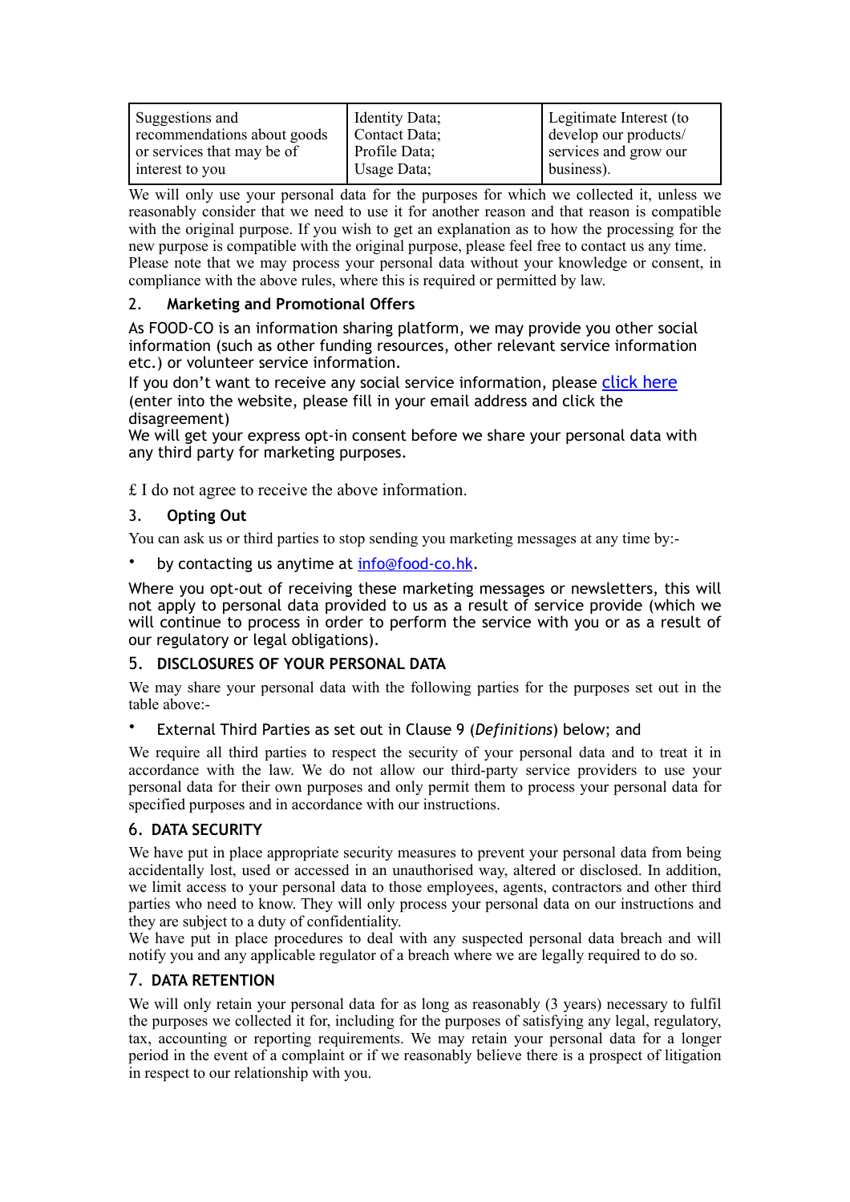| Suggestions and recommendations about goods or services that may be of interest to you | Identity Data; Contact Data; Profile Data; Usage Data; | Legitimate Interest (to develop our products/ services and grow our business). |
|---|---|---|

We will only use your personal data for the purposes for which we collected it, unless we reasonably consider that we need to use it for another reason and that reason is compatible with the original purpose. If you wish to get an explanation as to how the processing for the new purpose is compatible with the original purpose, please feel free to contact us any time. Please note that we may process your personal data without your knowledge or consent, in compliance with the above rules, where this is required or permitted by law.

## 2. Marketing and Promotional Offers

As FOOD-CO is an information sharing platform, we may provide you other social information (such as other funding resources, other relevant service information etc.) or volunteer service information.
If you don't want to receive any social service information, please click here (enter into the website, please fill in your email address and click the disagreement)
We will get your express opt-in consent before we share your personal data with any third party for marketing purposes.

£ I do not agree to receive the above information.

## 3. Opting Out

You can ask us or third parties to stop sending you marketing messages at any time by:-

- by contacting us anytime at info@food-co.hk.

Where you opt-out of receiving these marketing messages or newsletters, this will not apply to personal data provided to us as a result of service provide (which we will continue to process in order to perform the service with you or as a result of our regulatory or legal obligations).

## 5. DISCLOSURES OF YOUR PERSONAL DATA

We may share your personal data with the following parties for the purposes set out in the table above:-

- External Third Parties as set out in Clause 9 (*Definitions*) below; and

We require all third parties to respect the security of your personal data and to treat it in accordance with the law. We do not allow our third-party service providers to use your personal data for their own purposes and only permit them to process your personal data for specified purposes and in accordance with our instructions.

## 6. DATA SECURITY

We have put in place appropriate security measures to prevent your personal data from being accidentally lost, used or accessed in an unauthorised way, altered or disclosed. In addition, we limit access to your personal data to those employees, agents, contractors and other third parties who need to know. They will only process your personal data on our instructions and they are subject to a duty of confidentiality.
We have put in place procedures to deal with any suspected personal data breach and will notify you and any applicable regulator of a breach where we are legally required to do so.

## 7. DATA RETENTION

We will only retain your personal data for as long as reasonably (3 years) necessary to fulfil the purposes we collected it for, including for the purposes of satisfying any legal, regulatory, tax, accounting or reporting requirements. We may retain your personal data for a longer period in the event of a complaint or if we reasonably believe there is a prospect of litigation in respect to our relationship with you.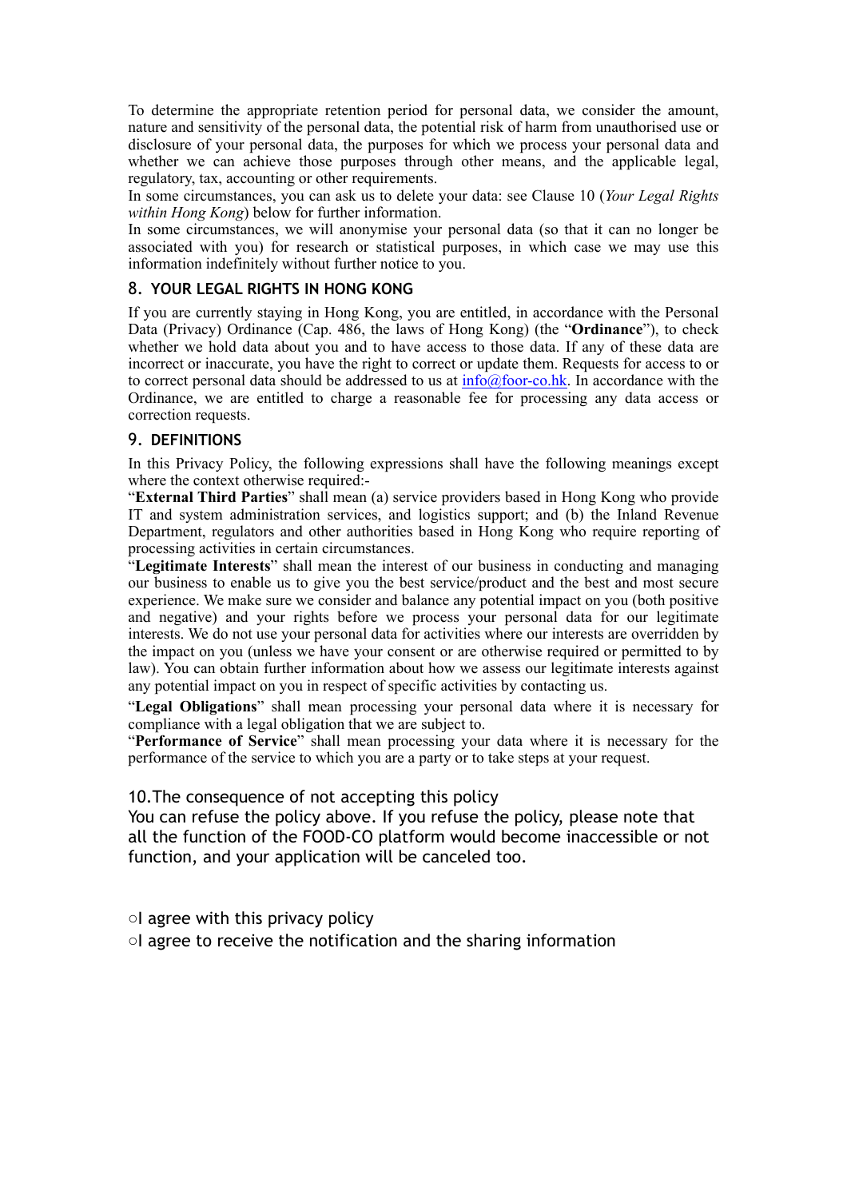To determine the appropriate retention period for personal data, we consider the amount, nature and sensitivity of the personal data, the potential risk of harm from unauthorised use or disclosure of your personal data, the purposes for which we process your personal data and whether we can achieve those purposes through other means, and the applicable legal, regulatory, tax, accounting or other requirements.

In some circumstances, you can ask us to delete your data: see Clause 10 (*Your Legal Rights within Hong Kong*) below for further information.

In some circumstances, we will anonymise your personal data (so that it can no longer be associated with you) for research or statistical purposes, in which case we may use this information indefinitely without further notice to you.

## 8. YOUR LEGAL RIGHTS IN HONG KONG

If you are currently staying in Hong Kong, you are entitled, in accordance with the Personal Data (Privacy) Ordinance (Cap. 486, the laws of Hong Kong) (the "**Ordinance**"), to check whether we hold data about you and to have access to those data. If any of these data are incorrect or inaccurate, you have the right to correct or update them. Requests for access to or to correct personal data should be addressed to us at info@foor-co.hk. In accordance with the Ordinance, we are entitled to charge a reasonable fee for processing any data access or correction requests.

## 9. DEFINITIONS

In this Privacy Policy, the following expressions shall have the following meanings except where the context otherwise required:-

"**External Third Parties**" shall mean (a) service providers based in Hong Kong who provide IT and system administration services, and logistics support; and (b) the Inland Revenue Department, regulators and other authorities based in Hong Kong who require reporting of processing activities in certain circumstances.

"**Legitimate Interests**" shall mean the interest of our business in conducting and managing our business to enable us to give you the best service/product and the best and most secure experience. We make sure we consider and balance any potential impact on you (both positive and negative) and your rights before we process your personal data for our legitimate interests. We do not use your personal data for activities where our interests are overridden by the impact on you (unless we have your consent or are otherwise required or permitted to by law). You can obtain further information about how we assess our legitimate interests against any potential impact on you in respect of specific activities by contacting us.

"**Legal Obligations**" shall mean processing your personal data where it is necessary for compliance with a legal obligation that we are subject to.

"**Performance of Service**" shall mean processing your data where it is necessary for the performance of the service to which you are a party or to take steps at your request.

## 10.The consequence of not accepting this policy

You can refuse the policy above. If you refuse the policy, please note that all the function of the FOOD-CO platform would become inaccessible or not function, and your application will be canceled too.

○I agree with this privacy policy

○I agree to receive the notification and the sharing information